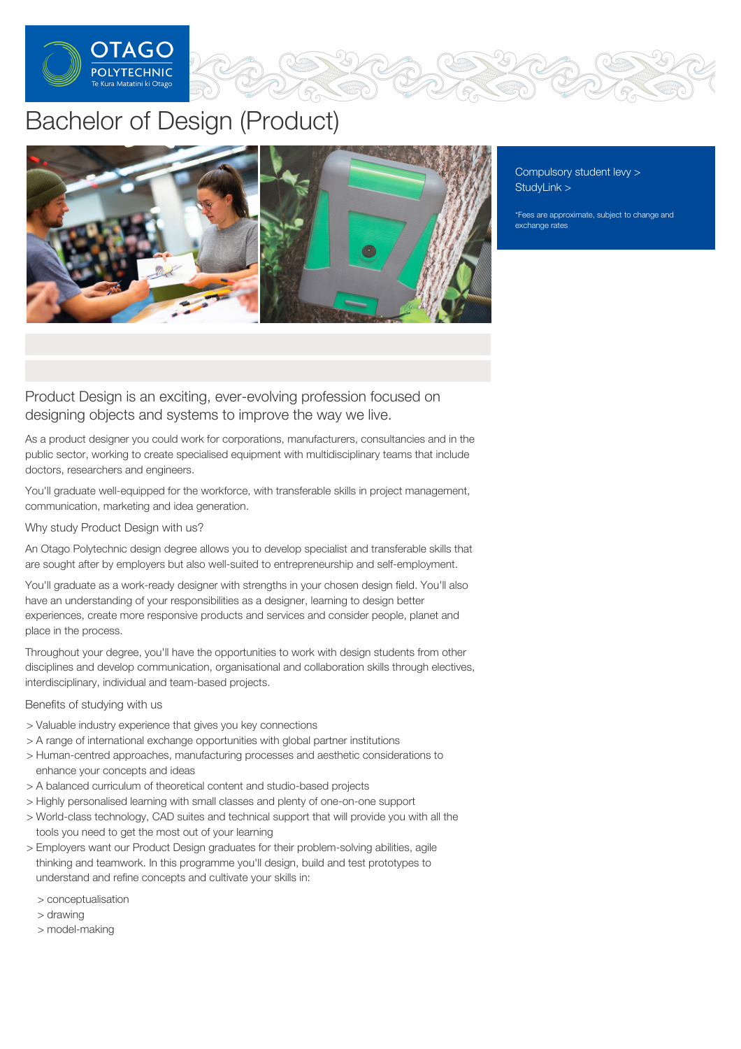# Bachelor of Design (Product)

Compulsory student levy >
StudyLink >

*Fees are approximate, subject to change and exchange rates

## Product Design is an exciting, ever-evolving profession focused on designing objects and systems to improve the way we live.

As a product designer you could work for corporations, manufacturers, consultancies and in the public sector, working to create specialised equipment with multidisciplinary teams that include doctors, researchers and engineers.

You'll graduate well-equipped for the workforce, with transferable skills in project management, communication, marketing and idea generation.

### Why study Product Design with us?

An Otago Polytechnic design degree allows you to develop specialist and transferable skills that are sought after by employers but also well-suited to entrepreneurship and self-employment.

You'll graduate as a work-ready designer with strengths in your chosen design field. You'll also have an understanding of your responsibilities as a designer, learning to design better experiences, create more responsive products and services and consider people, planet and place in the process.

Throughout your degree, you'll have the opportunities to work with design students from other disciplines and develop communication, organisational and collaboration skills through electives, interdisciplinary, individual and team-based projects.

### Benefits of studying with us

- Valuable industry experience that gives you key connections
- A range of international exchange opportunities with global partner institutions
- Human-centred approaches, manufacturing processes and aesthetic considerations to enhance your concepts and ideas
- A balanced curriculum of theoretical content and studio-based projects
- Highly personalised learning with small classes and plenty of one-on-one support
- World-class technology, CAD suites and technical support that will provide you with all the tools you need to get the most out of your learning
- Employers want our Product Design graduates for their problem-solving abilities, agile thinking and teamwork. In this programme you'll design, build and test prototypes to understand and refine concepts and cultivate your skills in:
  - conceptualisation
  - drawing
  - model-making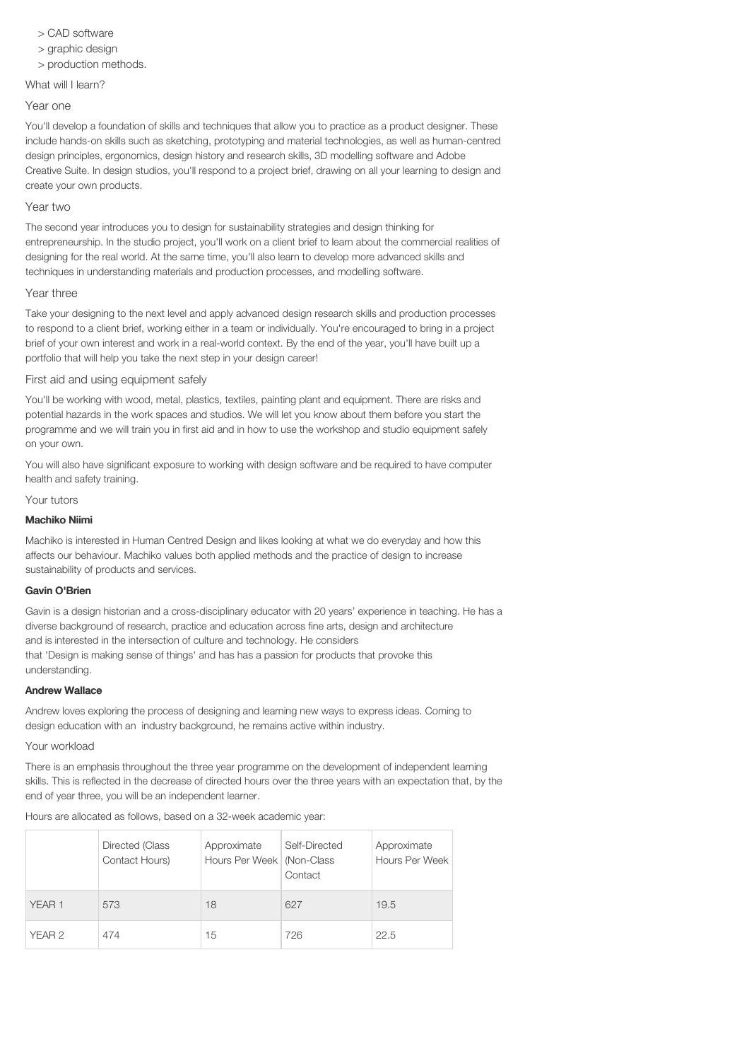> CAD software
> graphic design
> production methods.

## What will I learn?

### Year one

You'll develop a foundation of skills and techniques that allow you to practice as a product designer. These include hands-on skills such as sketching, prototyping and material technologies, as well as human-centred design principles, ergonomics, design history and research skills, 3D modelling software and Adobe Creative Suite. In design studios, you'll respond to a project brief, drawing on all your learning to design and create your own products.

### Year two

The second year introduces you to design for sustainability strategies and design thinking for entrepreneurship. In the studio project, you'll work on a client brief to learn about the commercial realities of designing for the real world. At the same time, you'll also learn to develop more advanced skills and techniques in understanding materials and production processes, and modelling software.

### Year three

Take your designing to the next level and apply advanced design research skills and production processes to respond to a client brief, working either in a team or individually. You're encouraged to bring in a project brief of your own interest and work in a real-world context. By the end of the year, you'll have built up a portfolio that will help you take the next step in your design career!

### First aid and using equipment safely

You'll be working with wood, metal, plastics, textiles, painting plant and equipment. There are risks and potential hazards in the work spaces and studios. We will let you know about them before you start the programme and we will train you in first aid and in how to use the workshop and studio equipment safely on your own.

You will also have significant exposure to working with design software and be required to have computer health and safety training.

## Your tutors

**Machiko Niimi**

Machiko is interested in Human Centred Design and likes looking at what we do everyday and how this affects our behaviour. Machiko values both applied methods and the practice of design to increase sustainability of products and services.

**Gavin O'Brien**

Gavin is a design historian and a cross-disciplinary educator with 20 years' experience in teaching. He has a diverse background of research, practice and education across fine arts, design and architecture and is interested in the intersection of culture and technology. He considers that 'Design is making sense of things' and has has a passion for products that provoke this understanding.

**Andrew Wallace**

Andrew loves exploring the process of designing and learning new ways to express ideas. Coming to design education with an industry background, he remains active within industry.

## Your workload

There is an emphasis throughout the three year programme on the development of independent learning skills. This is reflected in the decrease of directed hours over the three years with an expectation that, by the end of year three, you will be an independent learner.

Hours are allocated as follows, based on a 32-week academic year:

| | Directed (Class Contact Hours) | Approximate Hours Per Week | Self-Directed (Non-Class Contact | Approximate Hours Per Week |
|---|---|---|---|---|
| YEAR 1 | 573 | 18 | 627 | 19.5 |
| YEAR 2 | 474 | 15 | 726 | 22.5 |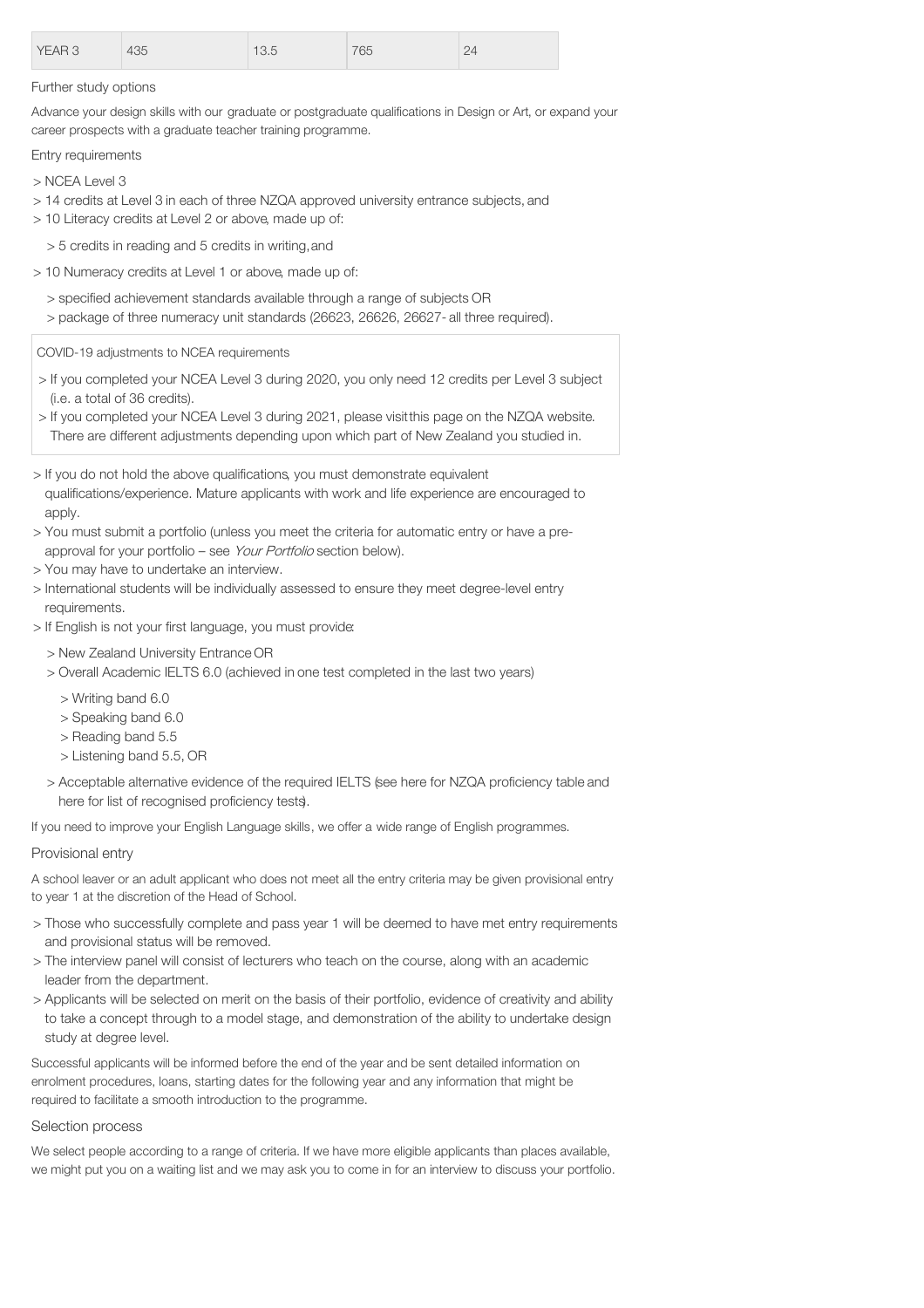| YEAR 3 | 435 | 13.5 | 765 | 24 |
|---|---|---|---|---|

Further study options

Advance your design skills with our graduate or postgraduate qualifications in Design or Art, or expand your career prospects with a graduate teacher training programme.

Entry requirements

> NCEA Level 3

> 14 credits at Level 3 in each of three NZQA approved university entrance subjects, and

> 10 Literacy credits at Level 2 or above, made up of:

> 5 credits in reading and 5 credits in writing, and

> 10 Numeracy credits at Level 1 or above, made up of:

> specified achievement standards available through a range of subjects OR

> package of three numeracy unit standards (26623, 26626, 26627- all three required).

COVID-19 adjustments to NCEA requirements

> If you completed your NCEA Level 3 during 2020, you only need 12 credits per Level 3 subject (i.e. a total of 36 credits).

> If you completed your NCEA Level 3 during 2021, please visit this page on the NZQA website. There are different adjustments depending upon which part of New Zealand you studied in.

> If you do not hold the above qualifications, you must demonstrate equivalent qualifications/experience. Mature applicants with work and life experience are encouraged to apply.

> You must submit a portfolio (unless you meet the criteria for automatic entry or have a pre-approval for your portfolio – see *Your Portfolio* section below).

> You may have to undertake an interview.

> International students will be individually assessed to ensure they meet degree-level entry requirements.

> If English is not your first language, you must provide:

> New Zealand University Entrance OR

> Overall Academic IELTS 6.0 (achieved in one test completed in the last two years)

> Writing band 6.0

> Speaking band 6.0

> Reading band 5.5

> Listening band 5.5, OR

> Acceptable alternative evidence of the required IELTS (see here for NZQA proficiency table and here for list of recognised proficiency tests).

If you need to improve your English Language skills, we offer a wide range of English programmes.

Provisional entry

A school leaver or an adult applicant who does not meet all the entry criteria may be given provisional entry to year 1 at the discretion of the Head of School.

> Those who successfully complete and pass year 1 will be deemed to have met entry requirements and provisional status will be removed.

> The interview panel will consist of lecturers who teach on the course, along with an academic leader from the department.

> Applicants will be selected on merit on the basis of their portfolio, evidence of creativity and ability to take a concept through to a model stage, and demonstration of the ability to undertake design study at degree level.

Successful applicants will be informed before the end of the year and be sent detailed information on enrolment procedures, loans, starting dates for the following year and any information that might be required to facilitate a smooth introduction to the programme.

Selection process

We select people according to a range of criteria. If we have more eligible applicants than places available, we might put you on a waiting list and we may ask you to come in for an interview to discuss your portfolio.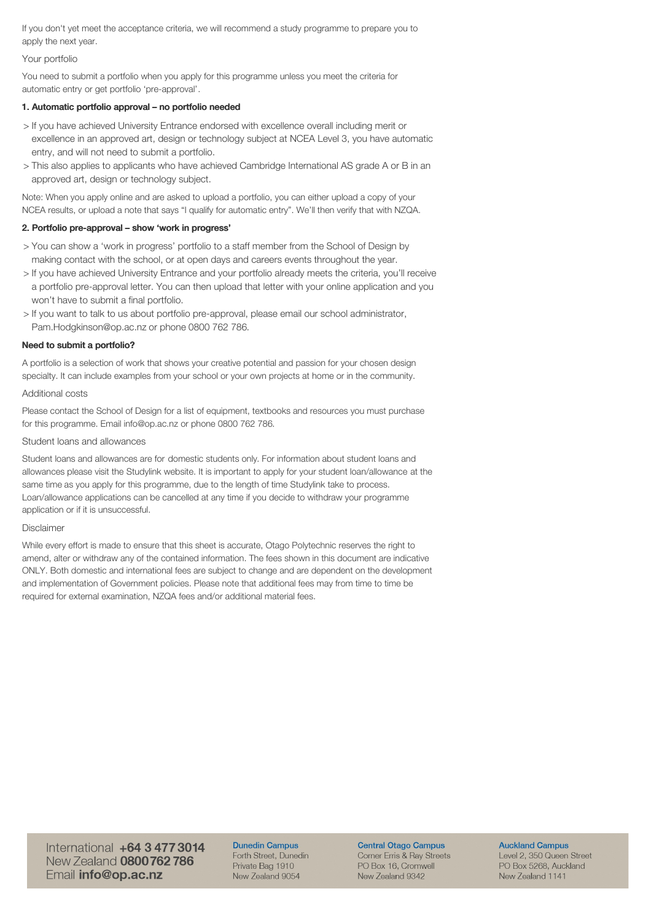If you don't yet meet the acceptance criteria, we will recommend a study programme to prepare you to apply the next year.

## Your portfolio

You need to submit a portfolio when you apply for this programme unless you meet the criteria for automatic entry or get portfolio 'pre-approval'.

**1. Automatic portfolio approval – no portfolio needed**

> If you have achieved University Entrance endorsed with excellence overall including merit or excellence in an approved art, design or technology subject at NCEA Level 3, you have automatic entry, and will not need to submit a portfolio.

> This also applies to applicants who have achieved Cambridge International AS grade A or B in an approved art, design or technology subject.

Note: When you apply online and are asked to upload a portfolio, you can either upload a copy of your NCEA results, or upload a note that says "I qualify for automatic entry". We'll then verify that with NZQA.

**2. Portfolio pre-approval – show 'work in progress'**

> You can show a 'work in progress' portfolio to a staff member from the School of Design by making contact with the school, or at open days and careers events throughout the year.

> If you have achieved University Entrance and your portfolio already meets the criteria, you'll receive a portfolio pre-approval letter. You can then upload that letter with your online application and you won't have to submit a final portfolio.

> If you want to talk to us about portfolio pre-approval, please email our school administrator, Pam.Hodgkinson@op.ac.nz or phone 0800 762 786.

**Need to submit a portfolio?**

A portfolio is a selection of work that shows your creative potential and passion for your chosen design specialty. It can include examples from your school or your own projects at home or in the community.

## Additional costs

Please contact the School of Design for a list of equipment, textbooks and resources you must purchase for this programme. Email info@op.ac.nz or phone 0800 762 786.

## Student loans and allowances

Student loans and allowances are for domestic students only. For information about student loans and allowances please visit the Studylink website. It is important to apply for your student loan/allowance at the same time as you apply for this programme, due to the length of time Studylink take to process. Loan/allowance applications can be cancelled at any time if you decide to withdraw your programme application or if it is unsuccessful.

## Disclaimer

While every effort is made to ensure that this sheet is accurate, Otago Polytechnic reserves the right to amend, alter or withdraw any of the contained information. The fees shown in this document are indicative ONLY. Both domestic and international fees are subject to change and are dependent on the development and implementation of Government policies. Please note that additional fees may from time to time be required for external examination, NZQA fees and/or additional material fees.

International **+64 3 477 3014**
New Zealand **0800 762 786**
Email **info@op.ac.nz**

**Dunedin Campus**
Forth Street, Dunedin
Private Bag 1910
New Zealand 9054

**Central Otago Campus**
Corner Erris & Ray Streets
PO Box 16, Cromwell
New Zealand 9342

**Auckland Campus**
Level 2, 350 Queen Street
PO Box 5268, Auckland
New Zealand 1141